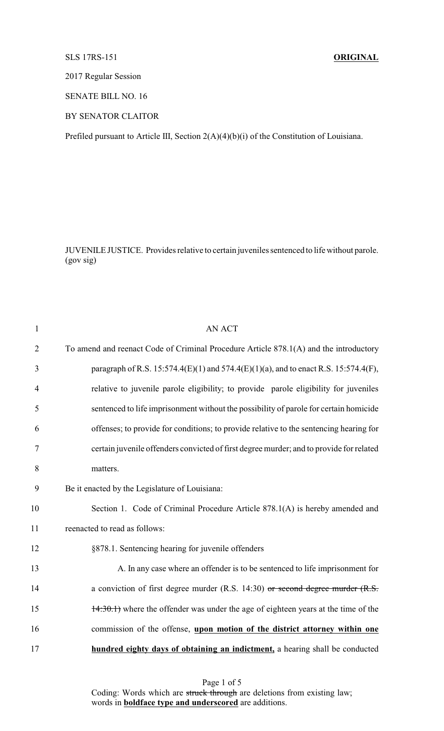SLS 17RS-151 **ORIGINAL**

2017 Regular Session

SENATE BILL NO. 16

BY SENATOR CLAITOR

Prefiled pursuant to Article III, Section 2(A)(4)(b)(i) of the Constitution of Louisiana.

JUVENILE JUSTICE. Provides relative to certain juveniles sentenced to life without parole. (gov sig)

AN ACT

To amend and reenact Code of Criminal Procedure Article 878.1(A) and the introductory paragraph of R.S. 15:574.4(E)(1) and 574.4(E)(1)(a), and to enact R.S. 15:574.4(F), relative to juvenile parole eligibility; to provide parole eligibility for juveniles sentenced to life imprisonment without the possibility of parole for certain homicide offenses; to provide for conditions; to provide relative to the sentencing hearing for certain juvenile offenders convicted of first degree murder; and to provide for related matters.

Be it enacted by the Legislature of Louisiana:

Section 1. Code of Criminal Procedure Article 878.1(A) is hereby amended and reenacted to read as follows:

§878.1. Sentencing hearing for juvenile offenders

A. In any case where an offender is to be sentenced to life imprisonment for a conviction of first degree murder (R.S. 14:30) ~~or second degree murder (R.S. 14:30.1)~~ where the offender was under the age of eighteen years at the time of the commission of the offense, **upon motion of the district attorney within one hundred eighty days of obtaining an indictment,** a hearing shall be conducted

Coding: Words which are ~~struck through~~ are deletions from existing law; words in **boldface type and underscored** are additions.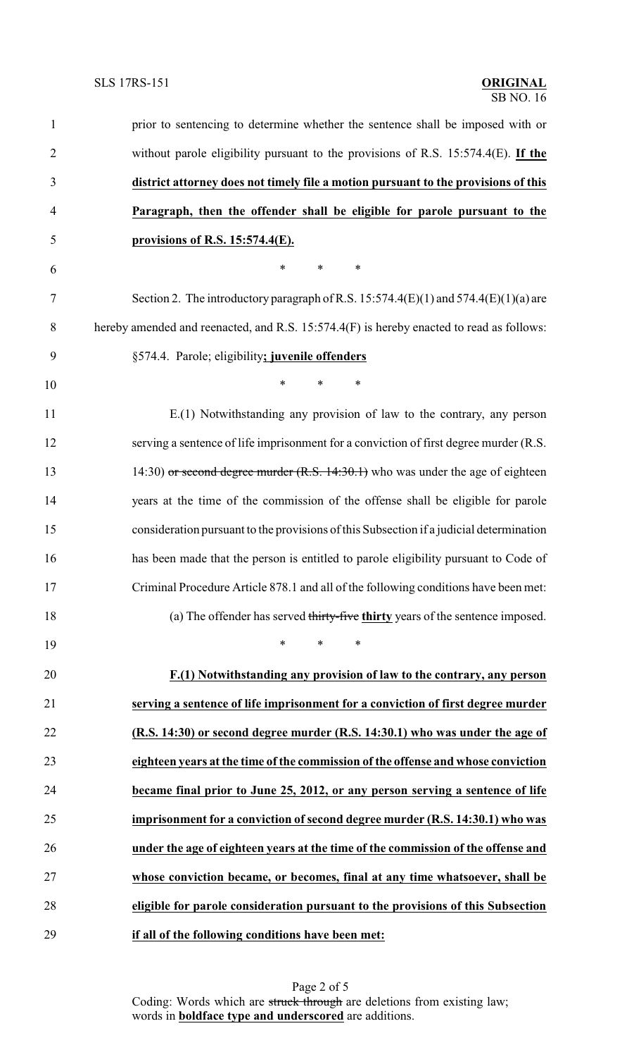prior to sentencing to determine whether the sentence shall be imposed with or without parole eligibility pursuant to the provisions of R.S. 15:574.4(E). **<u>If the district attorney does not timely file a motion pursuant to the provisions of this Paragraph, then the offender shall be eligible for parole pursuant to the provisions of R.S. 15:574.4(E).</u>**

\* \* \*

Section 2. The introductory paragraph of R.S. 15:574.4(E)(1) and 574.4(E)(1)(a) are hereby amended and reenacted, and R.S. 15:574.4(F) is hereby enacted to read as follows:

§574.4. Parole; eligibility**<u>; juvenile offenders</u>**

\* \* \*

E.(1) Notwithstanding any provision of law to the contrary, any person serving a sentence of life imprisonment for a conviction of first degree murder (R.S. 14:30) ~~or second degree murder (R.S. 14:30.1)~~ who was under the age of eighteen years at the time of the commission of the offense shall be eligible for parole consideration pursuant to the provisions of this Subsection if a judicial determination has been made that the person is entitled to parole eligibility pursuant to Code of Criminal Procedure Article 878.1 and all of the following conditions have been met:

(a) The offender has served ~~thirty-five~~ **<u>thirty</u>** years of the sentence imposed.

\* \* \*

**<u>F.(1) Notwithstanding any provision of law to the contrary, any person serving a sentence of life imprisonment for a conviction of first degree murder (R.S. 14:30) or second degree murder (R.S. 14:30.1) who was under the age of eighteen years at the time of the commission of the offense and whose conviction became final prior to June 25, 2012, or any person serving a sentence of life imprisonment for a conviction of second degree murder (R.S. 14:30.1) who was under the age of eighteen years at the time of the commission of the offense and whose conviction became, or becomes, final at any time whatsoever, shall be eligible for parole consideration pursuant to the provisions of this Subsection if all of the following conditions have been met:</u>**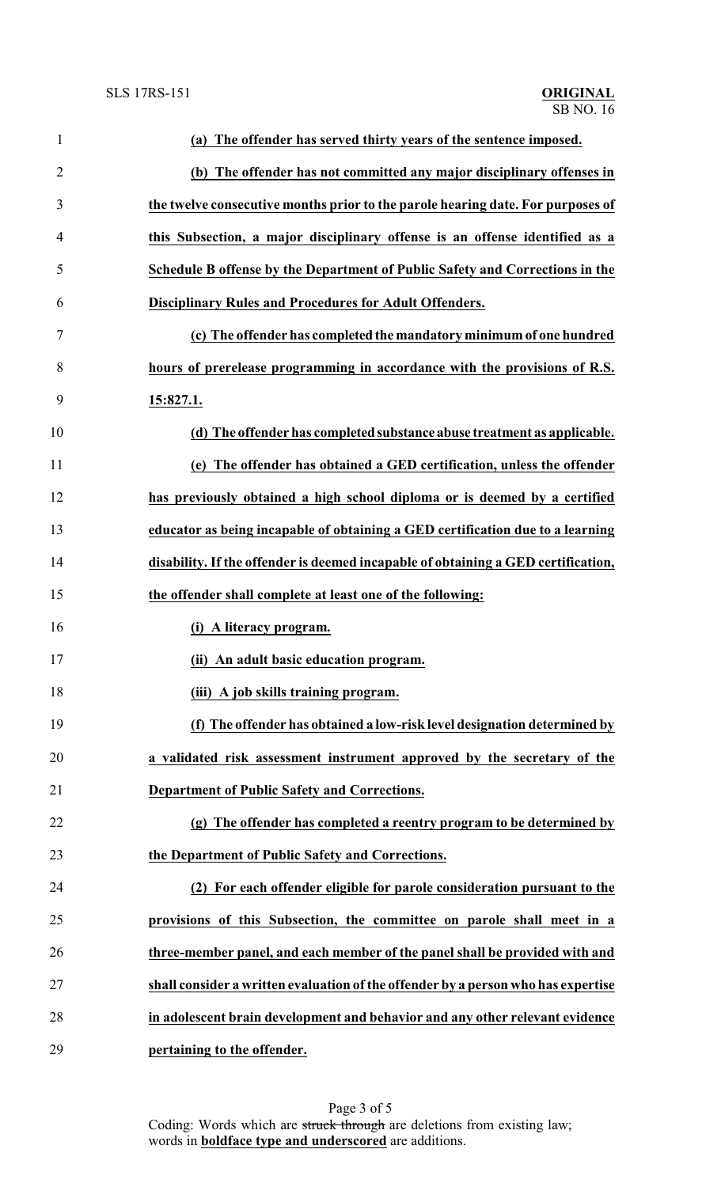**(a) The offender has served thirty years of the sentence imposed.**

**(b) The offender has not committed any major disciplinary offenses in the twelve consecutive months prior to the parole hearing date. For purposes of this Subsection, a major disciplinary offense is an offense identified as a Schedule B offense by the Department of Public Safety and Corrections in the Disciplinary Rules and Procedures for Adult Offenders.**

**(c) The offender has completed the mandatory minimum of one hundred hours of prerelease programming in accordance with the provisions of R.S. 15:827.1.**

**(d) The offender has completed substance abuse treatment as applicable.**

**(e) The offender has obtained a GED certification, unless the offender has previously obtained a high school diploma or is deemed by a certified educator as being incapable of obtaining a GED certification due to a learning disability. If the offender is deemed incapable of obtaining a GED certification, the offender shall complete at least one of the following:**

**(i) A literacy program.**

**(ii) An adult basic education program.**

**(iii) A job skills training program.**

**(f) The offender has obtained a low-risk level designation determined by a validated risk assessment instrument approved by the secretary of the Department of Public Safety and Corrections.**

**(g) The offender has completed a reentry program to be determined by the Department of Public Safety and Corrections.**

**(2) For each offender eligible for parole consideration pursuant to the provisions of this Subsection, the committee on parole shall meet in a three-member panel, and each member of the panel shall be provided with and shall consider a written evaluation of the offender by a person who has expertise in adolescent brain development and behavior and any other relevant evidence pertaining to the offender.**

Coding: Words which are ~~struck through~~ are deletions from existing law; words in **boldface type and underscored** are additions.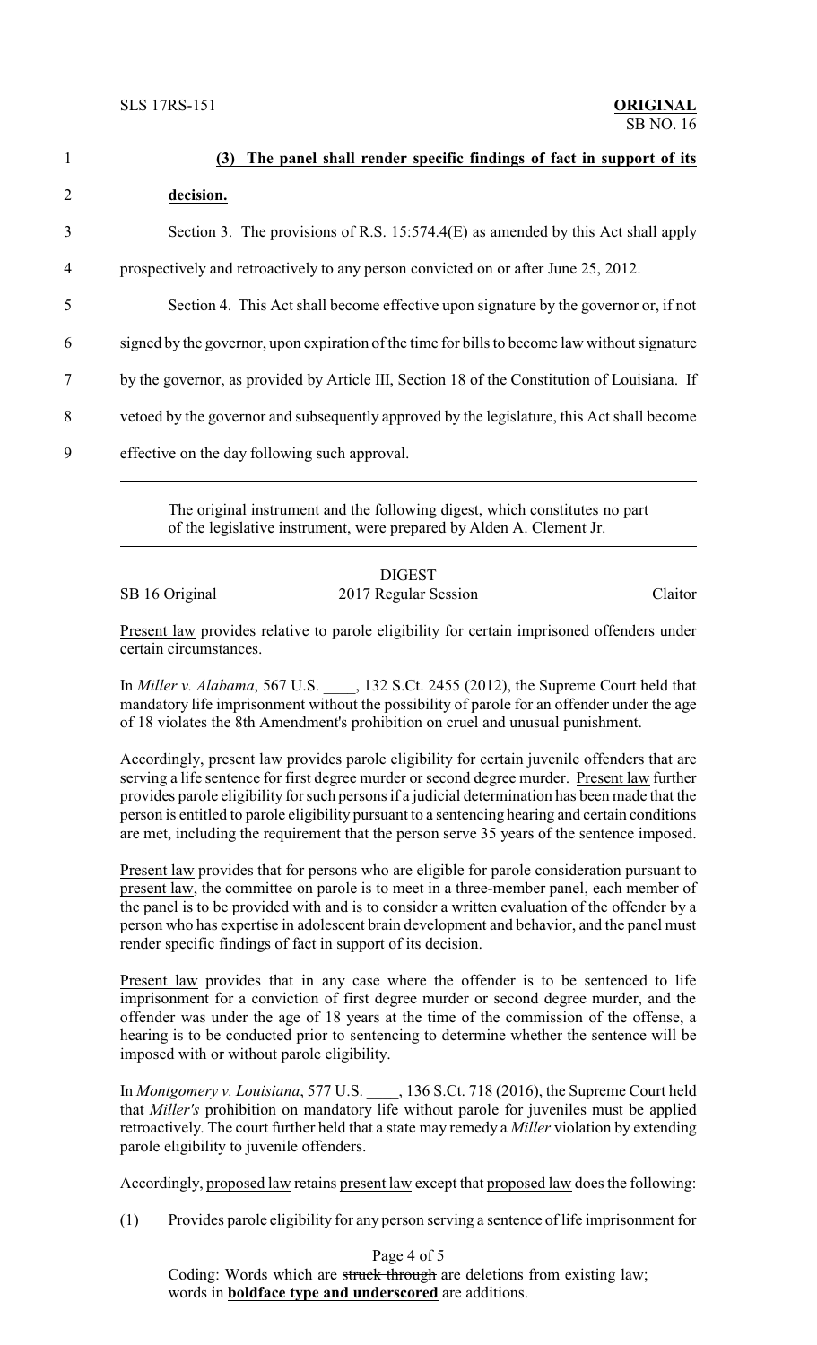**(3) The panel shall render specific findings of fact in support of its decision.**

Section 3. The provisions of R.S. 15:574.4(E) as amended by this Act shall apply prospectively and retroactively to any person convicted on or after June 25, 2012.

Section 4. This Act shall become effective upon signature by the governor or, if not signed by the governor, upon expiration of the time for bills to become law without signature by the governor, as provided by Article III, Section 18 of the Constitution of Louisiana. If vetoed by the governor and subsequently approved by the legislature, this Act shall become effective on the day following such approval.

---

The original instrument and the following digest, which constitutes no part of the legislative instrument, were prepared by Alden A. Clement Jr.

---

DIGEST

SB 16 Original — 2017 Regular Session — Claitor

Present law provides relative to parole eligibility for certain imprisoned offenders under certain circumstances.

In *Miller v. Alabama*, 567 U.S. ____, 132 S.Ct. 2455 (2012), the Supreme Court held that mandatory life imprisonment without the possibility of parole for an offender under the age of 18 violates the 8th Amendment's prohibition on cruel and unusual punishment.

Accordingly, present law provides parole eligibility for certain juvenile offenders that are serving a life sentence for first degree murder or second degree murder. Present law further provides parole eligibility for such persons if a judicial determination has been made that the person is entitled to parole eligibility pursuant to a sentencing hearing and certain conditions are met, including the requirement that the person serve 35 years of the sentence imposed.

Present law provides that for persons who are eligible for parole consideration pursuant to present law, the committee on parole is to meet in a three-member panel, each member of the panel is to be provided with and is to consider a written evaluation of the offender by a person who has expertise in adolescent brain development and behavior, and the panel must render specific findings of fact in support of its decision.

Present law provides that in any case where the offender is to be sentenced to life imprisonment for a conviction of first degree murder or second degree murder, and the offender was under the age of 18 years at the time of the commission of the offense, a hearing is to be conducted prior to sentencing to determine whether the sentence will be imposed with or without parole eligibility.

In *Montgomery v. Louisiana*, 577 U.S. ____, 136 S.Ct. 718 (2016), the Supreme Court held that *Miller's* prohibition on mandatory life without parole for juveniles must be applied retroactively. The court further held that a state may remedy a *Miller* violation by extending parole eligibility to juvenile offenders.

Accordingly, proposed law retains present law except that proposed law does the following:

(1) Provides parole eligibility for any person serving a sentence of life imprisonment for

Coding: Words which are ~~struck through~~ are deletions from existing law; words in **boldface type and underscored** are additions.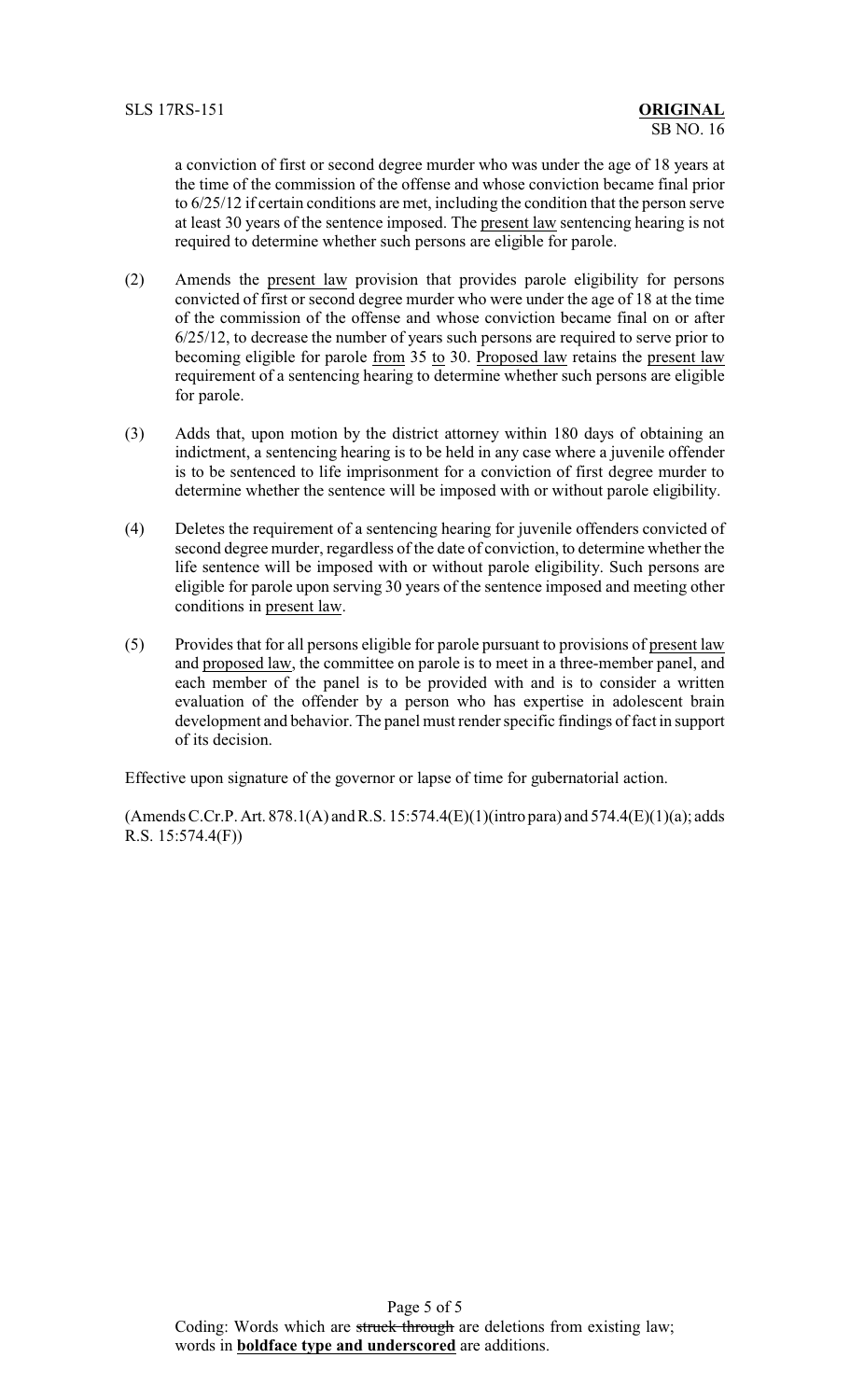a conviction of first or second degree murder who was under the age of 18 years at the time of the commission of the offense and whose conviction became final prior to 6/25/12 if certain conditions are met, including the condition that the person serve at least 30 years of the sentence imposed. The present law sentencing hearing is not required to determine whether such persons are eligible for parole.

(2) Amends the present law provision that provides parole eligibility for persons convicted of first or second degree murder who were under the age of 18 at the time of the commission of the offense and whose conviction became final on or after 6/25/12, to decrease the number of years such persons are required to serve prior to becoming eligible for parole from 35 to 30. Proposed law retains the present law requirement of a sentencing hearing to determine whether such persons are eligible for parole.

(3) Adds that, upon motion by the district attorney within 180 days of obtaining an indictment, a sentencing hearing is to be held in any case where a juvenile offender is to be sentenced to life imprisonment for a conviction of first degree murder to determine whether the sentence will be imposed with or without parole eligibility.

(4) Deletes the requirement of a sentencing hearing for juvenile offenders convicted of second degree murder, regardless of the date of conviction, to determine whether the life sentence will be imposed with or without parole eligibility. Such persons are eligible for parole upon serving 30 years of the sentence imposed and meeting other conditions in present law.

(5) Provides that for all persons eligible for parole pursuant to provisions of present law and proposed law, the committee on parole is to meet in a three-member panel, and each member of the panel is to be provided with and is to consider a written evaluation of the offender by a person who has expertise in adolescent brain development and behavior. The panel must render specific findings of fact in support of its decision.

Effective upon signature of the governor or lapse of time for gubernatorial action.

(Amends C.Cr.P. Art. 878.1(A) and R.S. 15:574.4(E)(1)(intro para) and 574.4(E)(1)(a); adds R.S. 15:574.4(F))

Coding: Words which are ~~struck through~~ are deletions from existing law; words in **boldface type and underscored** are additions.